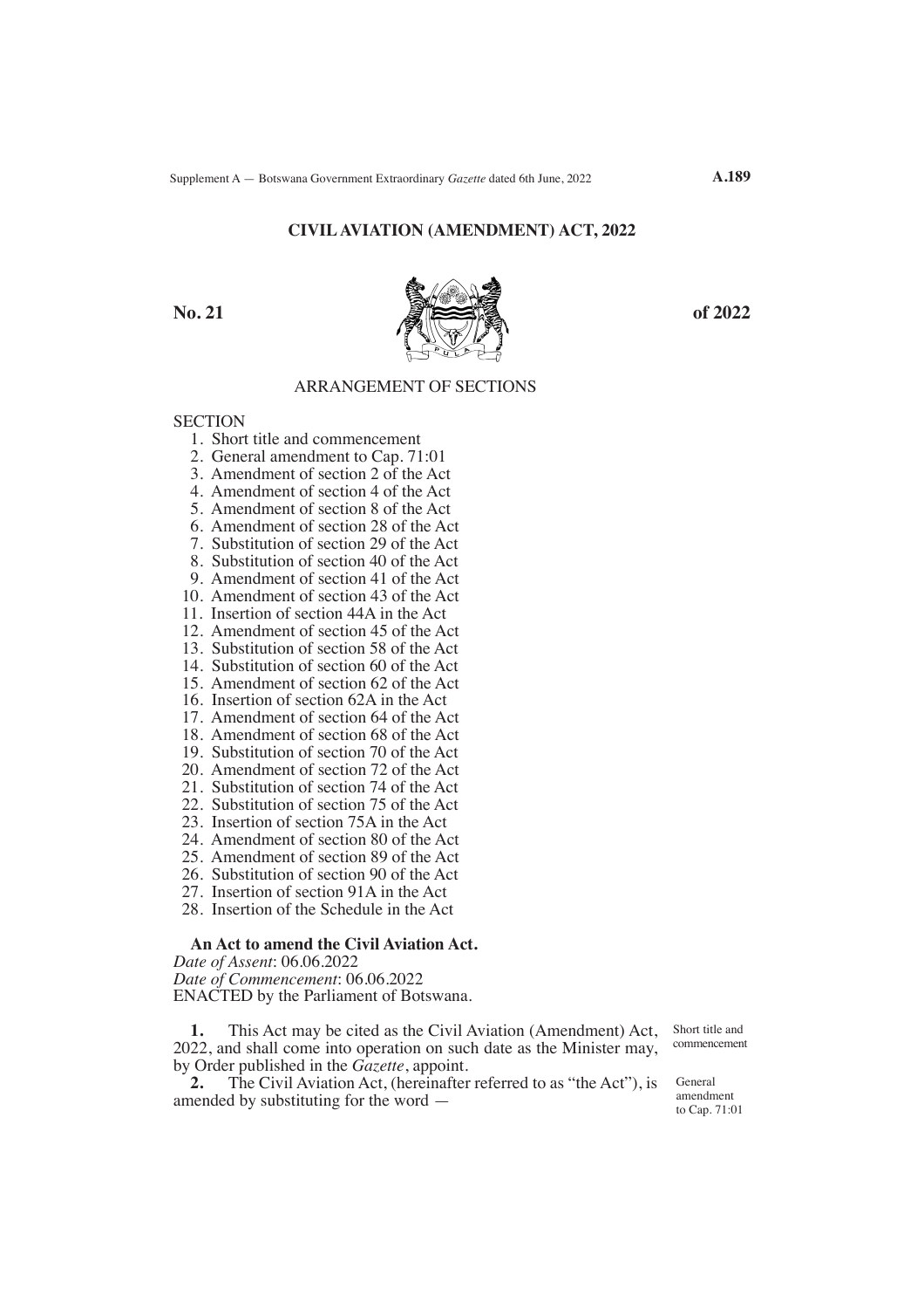# CIVIL AVIATION (AMENDMENT) ACT, 2022

**No. 21** **of 2022**

## ARRANGEMENT OF SECTIONS

SECTION

1. Short title and commencement
2. General amendment to Cap. 71:01
3. Amendment of section 2 of the Act
4. Amendment of section 4 of the Act
5. Amendment of section 8 of the Act
6. Amendment of section 28 of the Act
7. Substitution of section 29 of the Act
8. Substitution of section 40 of the Act
9. Amendment of section 41 of the Act
10. Amendment of section 43 of the Act
11. Insertion of section 44A in the Act
12. Amendment of section 45 of the Act
13. Substitution of section 58 of the Act
14. Substitution of section 60 of the Act
15. Amendment of section 62 of the Act
16. Insertion of section 62A in the Act
17. Amendment of section 64 of the Act
18. Amendment of section 68 of the Act
19. Substitution of section 70 of the Act
20. Amendment of section 72 of the Act
21. Substitution of section 74 of the Act
22. Substitution of section 75 of the Act
23. Insertion of section 75A in the Act
24. Amendment of section 80 of the Act
25. Amendment of section 89 of the Act
26. Substitution of section 90 of the Act
27. Insertion of section 91A in the Act
28. Insertion of the Schedule in the Act

**An Act to amend the Civil Aviation Act.**

*Date of Assent*: 06.06.2022

*Date of Commencement*: 06.06.2022

ENACTED by the Parliament of Botswana.

Short title and commencement

**1.** This Act may be cited as the Civil Aviation (Amendment) Act, 2022, and shall come into operation on such date as the Minister may, by Order published in the *Gazette*, appoint.

General amendment to Cap. 71:01

**2.** The Civil Aviation Act, (hereinafter referred to as "the Act"), is amended by substituting for the word —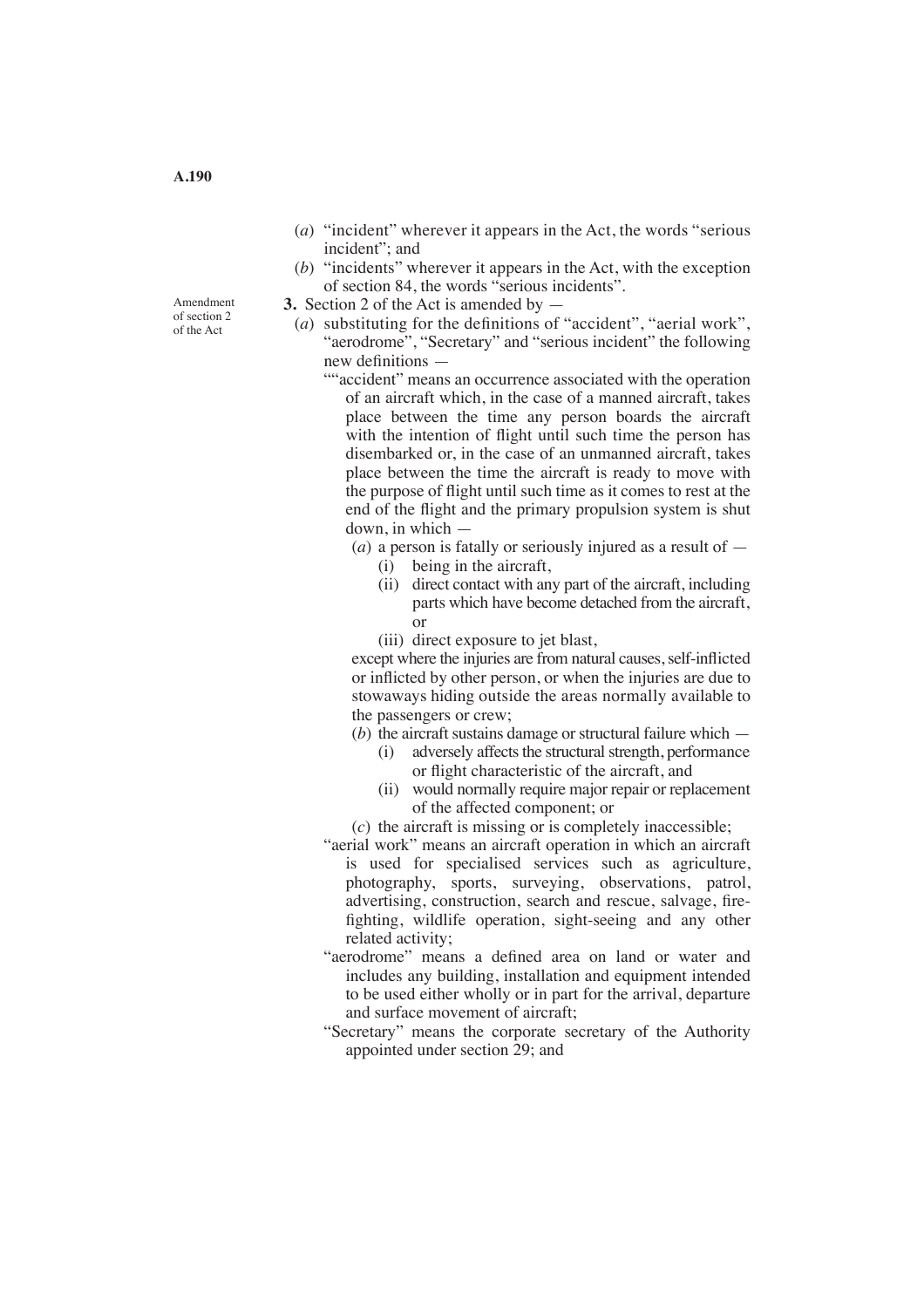(*a*) "incident" wherever it appears in the Act, the words "serious incident"; and

(*b*) "incidents" wherever it appears in the Act, with the exception of section 84, the words "serious incidents".

Amendment of section 2 of the Act

**3.** Section 2 of the Act is amended by —

(*a*) substituting for the definitions of "accident", "aerial work", "aerodrome", "Secretary" and "serious incident" the following new definitions —

""accident" means an occurrence associated with the operation of an aircraft which, in the case of a manned aircraft, takes place between the time any person boards the aircraft with the intention of flight until such time the person has disembarked or, in the case of an unmanned aircraft, takes place between the time the aircraft is ready to move with the purpose of flight until such time as it comes to rest at the end of the flight and the primary propulsion system is shut down, in which —

(*a*) a person is fatally or seriously injured as a result of —

(i) being in the aircraft,

(ii) direct contact with any part of the aircraft, including parts which have become detached from the aircraft, or

(iii) direct exposure to jet blast,

except where the injuries are from natural causes, self-inflicted or inflicted by other person, or when the injuries are due to stowaways hiding outside the areas normally available to the passengers or crew;

(*b*) the aircraft sustains damage or structural failure which —

(i) adversely affects the structural strength, performance or flight characteristic of the aircraft, and

(ii) would normally require major repair or replacement of the affected component; or

(*c*) the aircraft is missing or is completely inaccessible;

"aerial work" means an aircraft operation in which an aircraft is used for specialised services such as agriculture, photography, sports, surveying, observations, patrol, advertising, construction, search and rescue, salvage, fire-fighting, wildlife operation, sight-seeing and any other related activity;

"aerodrome" means a defined area on land or water and includes any building, installation and equipment intended to be used either wholly or in part for the arrival, departure and surface movement of aircraft;

"Secretary" means the corporate secretary of the Authority appointed under section 29; and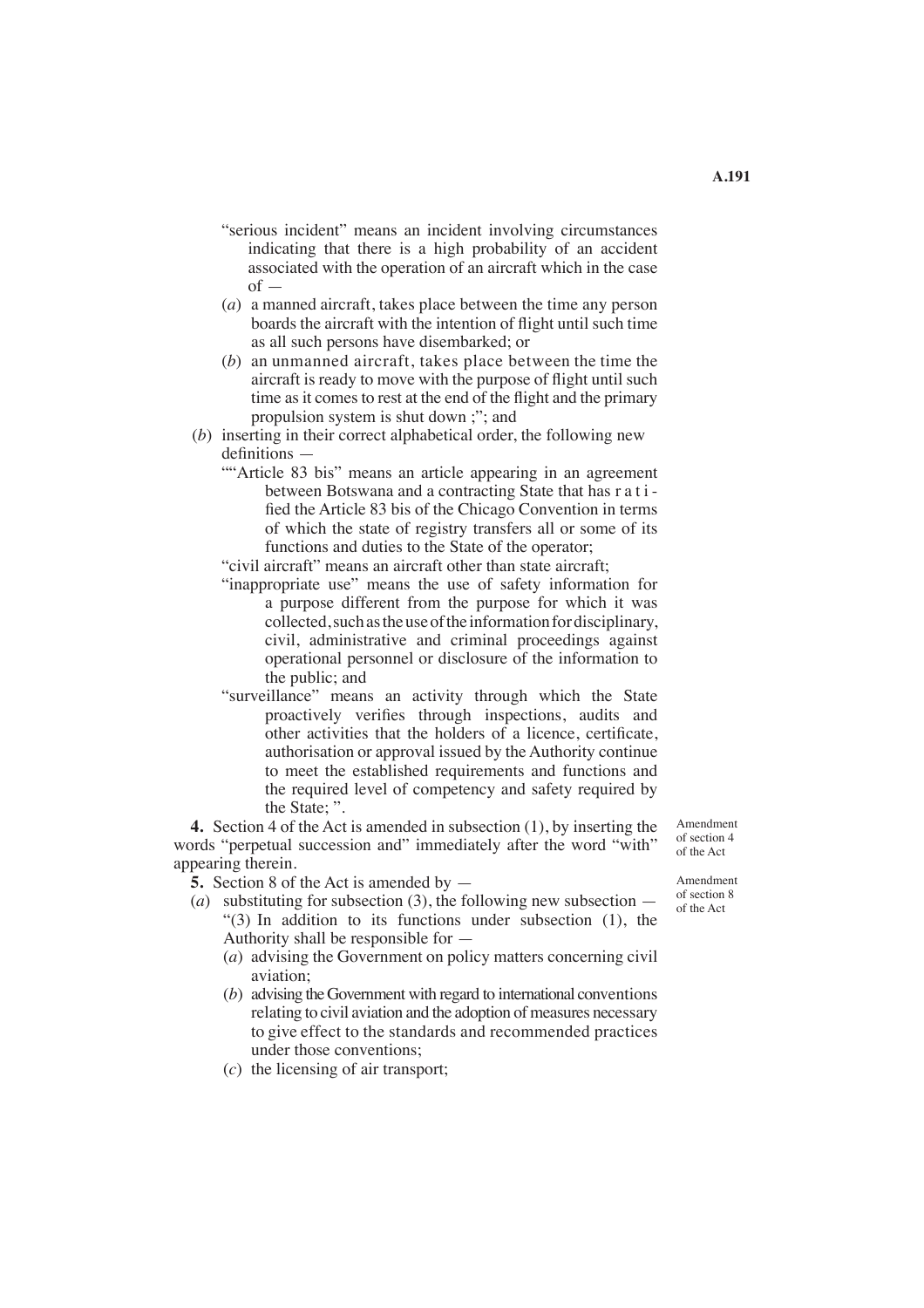"serious incident" means an incident involving circumstances indicating that there is a high probability of an accident associated with the operation of an aircraft which in the case of —

(*a*) a manned aircraft, takes place between the time any person boards the aircraft with the intention of flight until such time as all such persons have disembarked; or

(*b*) an unmanned aircraft, takes place between the time the aircraft is ready to move with the purpose of flight until such time as it comes to rest at the end of the flight and the primary propulsion system is shut down ;"; and

(*b*) inserting in their correct alphabetical order, the following new definitions —

""Article 83 bis" means an article appearing in an agreement between Botswana and a contracting State that has ratified the Article 83 bis of the Chicago Convention in terms of which the state of registry transfers all or some of its functions and duties to the State of the operator;

"civil aircraft" means an aircraft other than state aircraft;

"inappropriate use" means the use of safety information for a purpose different from the purpose for which it was collected, such as the use of the information for disciplinary, civil, administrative and criminal proceedings against operational personnel or disclosure of the information to the public; and

"surveillance" means an activity through which the State proactively verifies through inspections, audits and other activities that the holders of a licence, certificate, authorisation or approval issued by the Authority continue to meet the established requirements and functions and the required level of competency and safety required by the State; ".

Amendment of section 4 of the Act

**4.** Section 4 of the Act is amended in subsection (1), by inserting the words "perpetual succession and" immediately after the word "with" appearing therein.

Amendment of section 8 of the Act

**5.** Section 8 of the Act is amended by —

(*a*) substituting for subsection (3), the following new subsection —

"(3) In addition to its functions under subsection (1), the Authority shall be responsible for —

(*a*) advising the Government on policy matters concerning civil aviation;

(*b*) advising the Government with regard to international conventions relating to civil aviation and the adoption of measures necessary to give effect to the standards and recommended practices under those conventions;

(*c*) the licensing of air transport;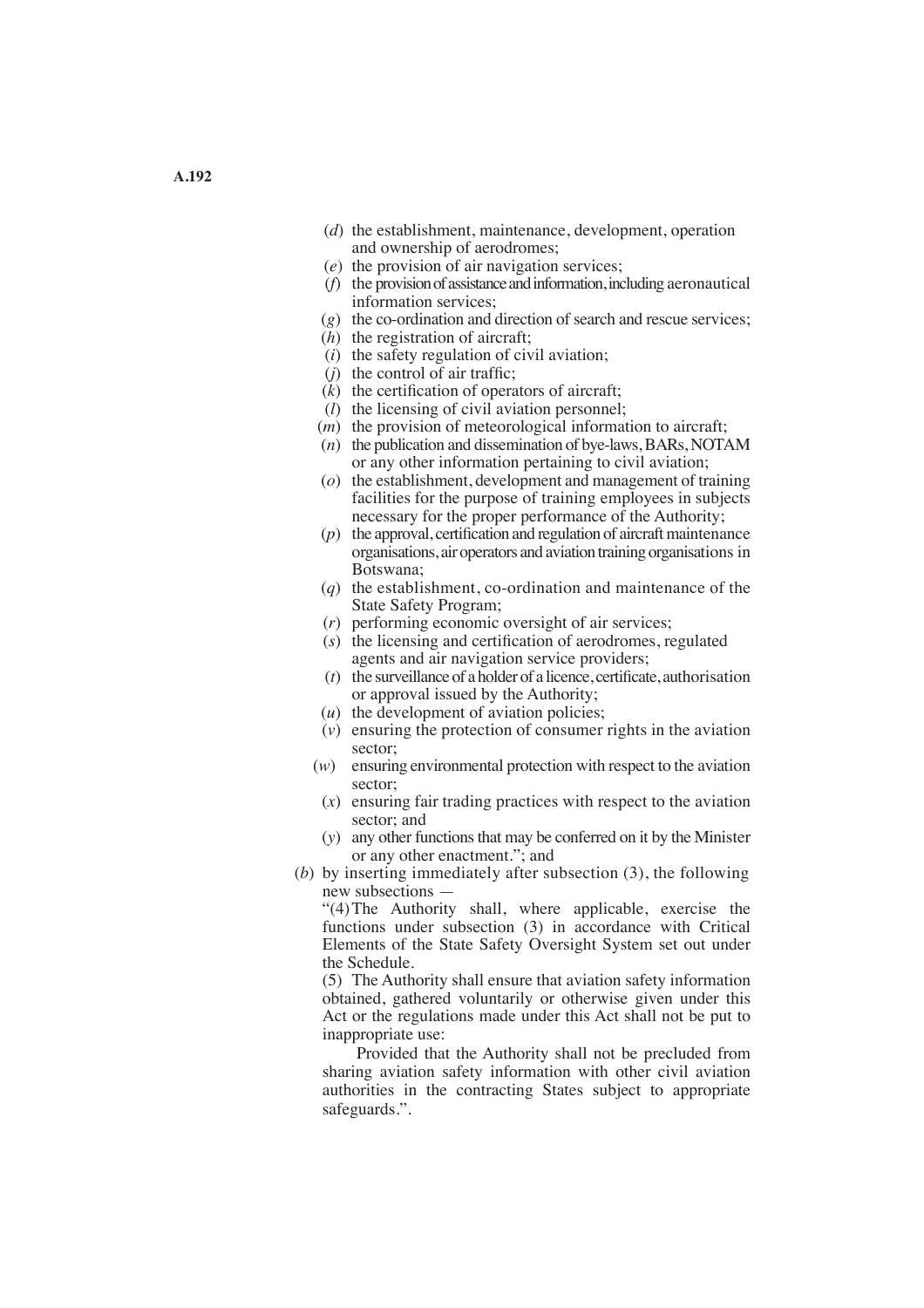(*d*) the establishment, maintenance, development, operation and ownership of aerodromes;

(*e*) the provision of air navigation services;

(*f*) the provision of assistance and information, including aeronautical information services;

(*g*) the co-ordination and direction of search and rescue services;

(*h*) the registration of aircraft;

(*i*) the safety regulation of civil aviation;

(*j*) the control of air traffic;

(*k*) the certification of operators of aircraft;

(*l*) the licensing of civil aviation personnel;

(*m*) the provision of meteorological information to aircraft;

(*n*) the publication and dissemination of bye-laws, BARs, NOTAM or any other information pertaining to civil aviation;

(*o*) the establishment, development and management of training facilities for the purpose of training employees in subjects necessary for the proper performance of the Authority;

(*p*) the approval, certification and regulation of aircraft maintenance organisations, air operators and aviation training organisations in Botswana;

(*q*) the establishment, co-ordination and maintenance of the State Safety Program;

(*r*) performing economic oversight of air services;

(*s*) the licensing and certification of aerodromes, regulated agents and air navigation service providers;

(*t*) the surveillance of a holder of a licence, certificate, authorisation or approval issued by the Authority;

(*u*) the development of aviation policies;

(*v*) ensuring the protection of consumer rights in the aviation sector;

(*w*) ensuring environmental protection with respect to the aviation sector;

(*x*) ensuring fair trading practices with respect to the aviation sector; and

(*y*) any other functions that may be conferred on it by the Minister or any other enactment."; and

(*b*) by inserting immediately after subsection (3), the following new subsections —

"(4) The Authority shall, where applicable, exercise the functions under subsection (3) in accordance with Critical Elements of the State Safety Oversight System set out under the Schedule.

(5) The Authority shall ensure that aviation safety information obtained, gathered voluntarily or otherwise given under this Act or the regulations made under this Act shall not be put to inappropriate use:

Provided that the Authority shall not be precluded from sharing aviation safety information with other civil aviation authorities in the contracting States subject to appropriate safeguards.".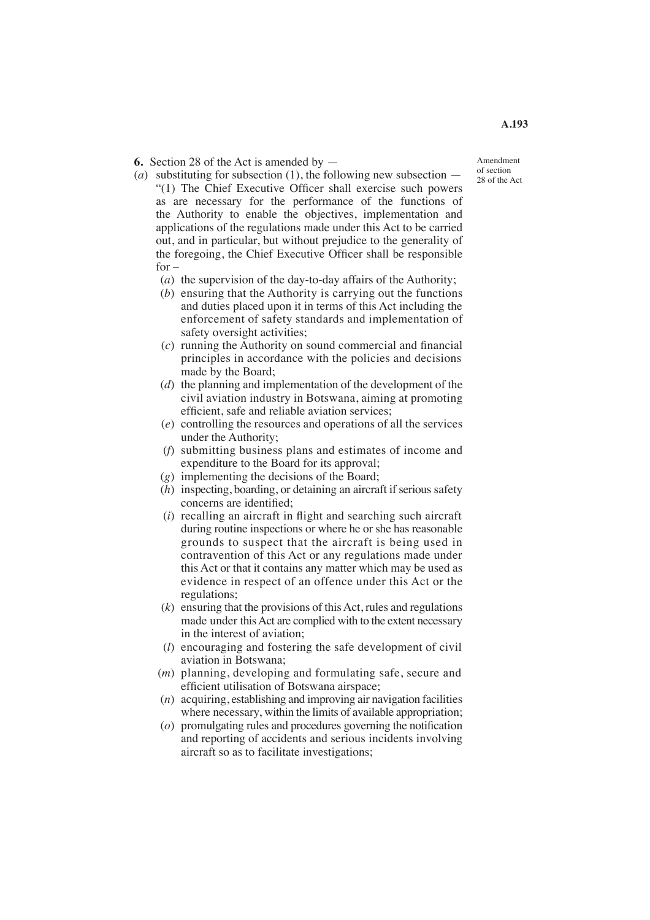**6.** Section 28 of the Act is amended by —

Amendment of section 28 of the Act

(*a*) substituting for subsection (1), the following new subsection —

"(1) The Chief Executive Officer shall exercise such powers as are necessary for the performance of the functions of the Authority to enable the objectives, implementation and applications of the regulations made under this Act to be carried out, and in particular, but without prejudice to the generality of the foregoing, the Chief Executive Officer shall be responsible for –

(*a*) the supervision of the day-to-day affairs of the Authority;

(*b*) ensuring that the Authority is carrying out the functions and duties placed upon it in terms of this Act including the enforcement of safety standards and implementation of safety oversight activities;

(*c*) running the Authority on sound commercial and financial principles in accordance with the policies and decisions made by the Board;

(*d*) the planning and implementation of the development of the civil aviation industry in Botswana, aiming at promoting efficient, safe and reliable aviation services;

(*e*) controlling the resources and operations of all the services under the Authority;

(*f*) submitting business plans and estimates of income and expenditure to the Board for its approval;

(*g*) implementing the decisions of the Board;

(*h*) inspecting, boarding, or detaining an aircraft if serious safety concerns are identified;

(*i*) recalling an aircraft in flight and searching such aircraft during routine inspections or where he or she has reasonable grounds to suspect that the aircraft is being used in contravention of this Act or any regulations made under this Act or that it contains any matter which may be used as evidence in respect of an offence under this Act or the regulations;

(*k*) ensuring that the provisions of this Act, rules and regulations made under this Act are complied with to the extent necessary in the interest of aviation;

(*l*) encouraging and fostering the safe development of civil aviation in Botswana;

(*m*) planning, developing and formulating safe, secure and efficient utilisation of Botswana airspace;

(*n*) acquiring, establishing and improving air navigation facilities where necessary, within the limits of available appropriation;

(*o*) promulgating rules and procedures governing the notification and reporting of accidents and serious incidents involving aircraft so as to facilitate investigations;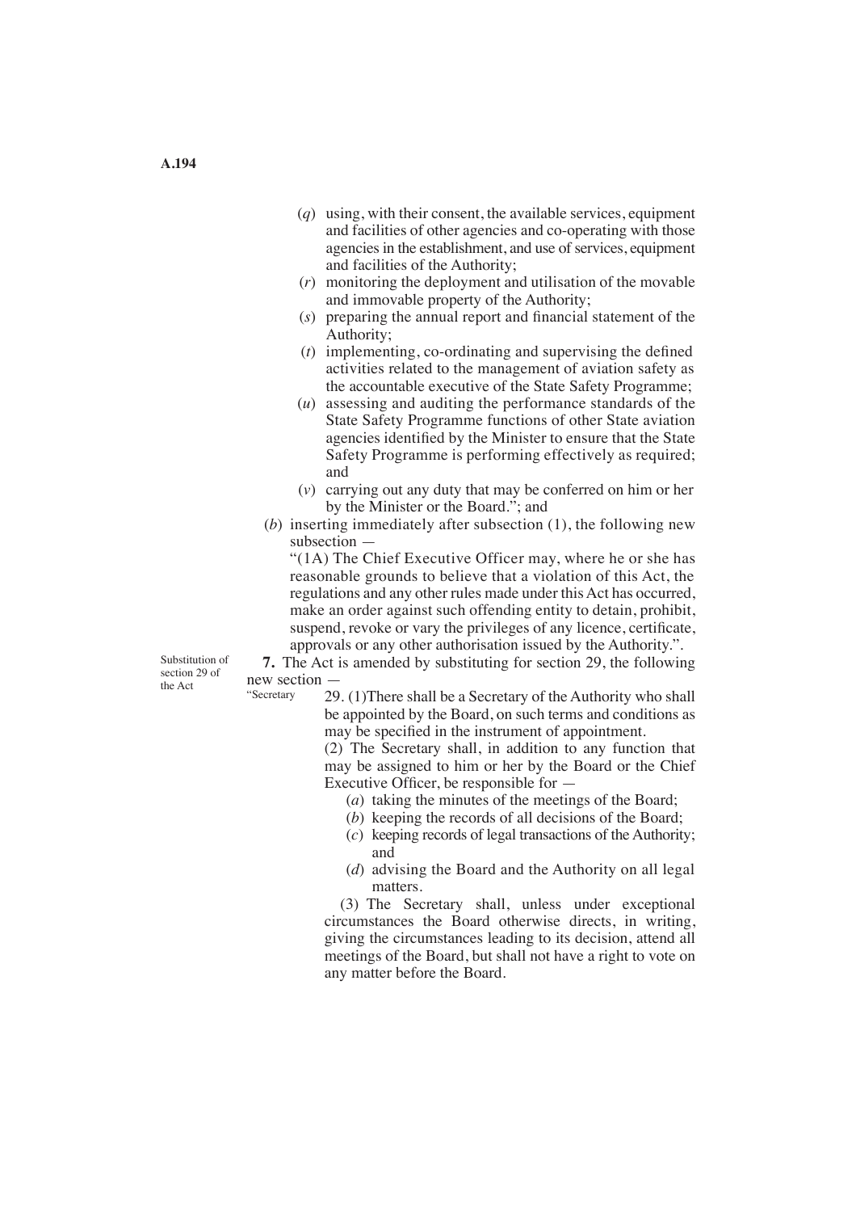(*q*) using, with their consent, the available services, equipment and facilities of other agencies and co-operating with those agencies in the establishment, and use of services, equipment and facilities of the Authority;

(*r*) monitoring the deployment and utilisation of the movable and immovable property of the Authority;

(*s*) preparing the annual report and financial statement of the Authority;

(*t*) implementing, co-ordinating and supervising the defined activities related to the management of aviation safety as the accountable executive of the State Safety Programme;

(*u*) assessing and auditing the performance standards of the State Safety Programme functions of other State aviation agencies identified by the Minister to ensure that the State Safety Programme is performing effectively as required; and

(*v*) carrying out any duty that may be conferred on him or her by the Minister or the Board."; and

(*b*) inserting immediately after subsection (1), the following new subsection —

"(1A) The Chief Executive Officer may, where he or she has reasonable grounds to believe that a violation of this Act, the regulations and any other rules made under this Act has occurred, make an order against such offending entity to detain, prohibit, suspend, revoke or vary the privileges of any licence, certificate, approvals or any other authorisation issued by the Authority.".

Substitution of section 29 of the Act

**7.** The Act is amended by substituting for section 29, the following new section —

"Secretary

29. (1)There shall be a Secretary of the Authority who shall be appointed by the Board, on such terms and conditions as may be specified in the instrument of appointment.

(2) The Secretary shall, in addition to any function that may be assigned to him or her by the Board or the Chief Executive Officer, be responsible for —

(*a*) taking the minutes of the meetings of the Board;

(*b*) keeping the records of all decisions of the Board;

(*c*) keeping records of legal transactions of the Authority; and

(*d*) advising the Board and the Authority on all legal matters.

(3) The Secretary shall, unless under exceptional circumstances the Board otherwise directs, in writing, giving the circumstances leading to its decision, attend all meetings of the Board, but shall not have a right to vote on any matter before the Board.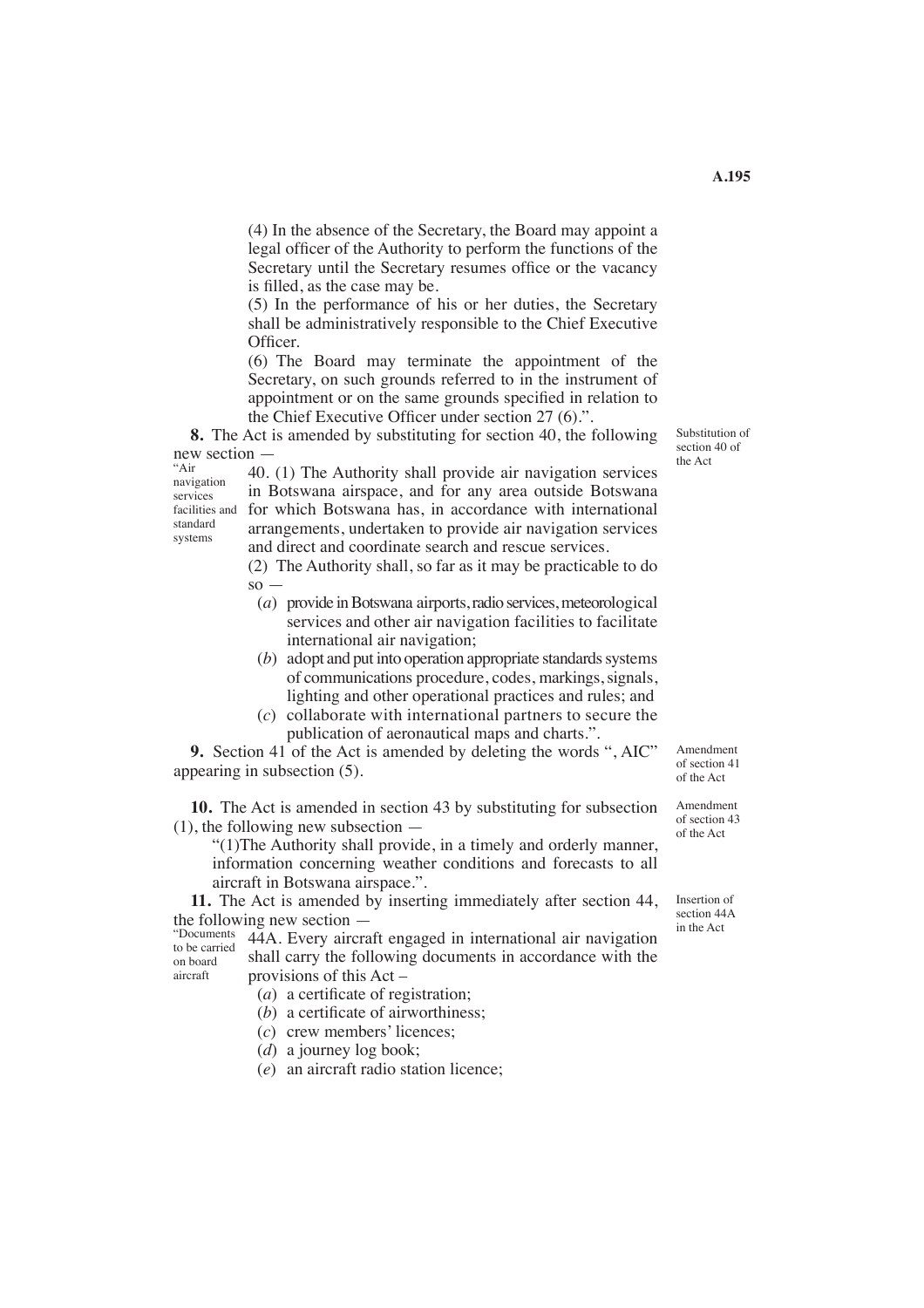(4) In the absence of the Secretary, the Board may appoint a legal officer of the Authority to perform the functions of the Secretary until the Secretary resumes office or the vacancy is filled, as the case may be.

(5) In the performance of his or her duties, the Secretary shall be administratively responsible to the Chief Executive Officer.

(6) The Board may terminate the appointment of the Secretary, on such grounds referred to in the instrument of appointment or on the same grounds specified in relation to the Chief Executive Officer under section 27 (6).".

Substitution of section 40 of the Act

**8.** The Act is amended by substituting for section 40, the following new section —

"Air navigation services facilities and standard systems

40. (1) The Authority shall provide air navigation services in Botswana airspace, and for any area outside Botswana for which Botswana has, in accordance with international arrangements, undertaken to provide air navigation services and direct and coordinate search and rescue services.

(2) The Authority shall, so far as it may be practicable to do so —

(*a*) provide in Botswana airports, radio services, meteorological services and other air navigation facilities to facilitate international air navigation;

(*b*) adopt and put into operation appropriate standards systems of communications procedure, codes, markings, signals, lighting and other operational practices and rules; and

(*c*) collaborate with international partners to secure the publication of aeronautical maps and charts.".

Amendment of section 41 of the Act

**9.** Section 41 of the Act is amended by deleting the words ", AIC" appearing in subsection (5).

Amendment of section 43 of the Act

**10.** The Act is amended in section 43 by substituting for subsection (1), the following new subsection —

"(1)The Authority shall provide, in a timely and orderly manner, information concerning weather conditions and forecasts to all aircraft in Botswana airspace.".

Insertion of section 44A in the Act

**11.** The Act is amended by inserting immediately after section 44, the following new section —

"Documents to be carried on board aircraft

44A. Every aircraft engaged in international air navigation shall carry the following documents in accordance with the provisions of this Act –

(*a*) a certificate of registration;

(*b*) a certificate of airworthiness;

(*c*) crew members' licences;

(*d*) a journey log book;

(*e*) an aircraft radio station licence;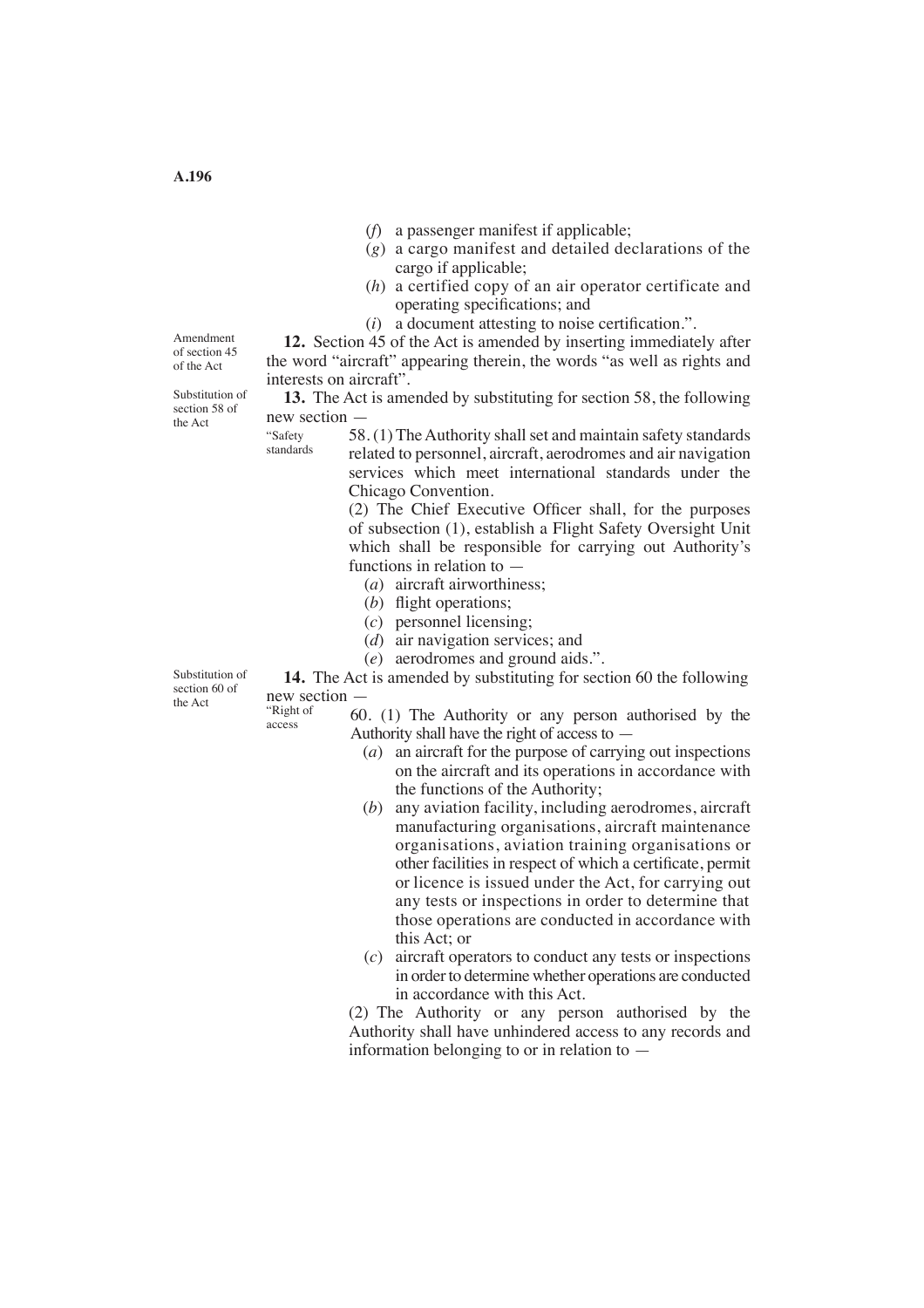(*f*) a passenger manifest if applicable;

(*g*) a cargo manifest and detailed declarations of the cargo if applicable;

(*h*) a certified copy of an air operator certificate and operating specifications; and

(*i*) a document attesting to noise certification.".

Amendment of section 45 of the Act

**12.** Section 45 of the Act is amended by inserting immediately after the word "aircraft" appearing therein, the words "as well as rights and interests on aircraft".

Substitution of section 58 of the Act

**13.** The Act is amended by substituting for section 58, the following new section —

"Safety standards

58. (1) The Authority shall set and maintain safety standards related to personnel, aircraft, aerodromes and air navigation services which meet international standards under the Chicago Convention.

(2) The Chief Executive Officer shall, for the purposes of subsection (1), establish a Flight Safety Oversight Unit which shall be responsible for carrying out Authority's functions in relation to —

(*a*) aircraft airworthiness;

(*b*) flight operations;

(*c*) personnel licensing;

(*d*) air navigation services; and

(*e*) aerodromes and ground aids.".

Substitution of section 60 of the Act

**14.** The Act is amended by substituting for section 60 the following new section —

"Right of access

60. (1) The Authority or any person authorised by the Authority shall have the right of access to —

(*a*) an aircraft for the purpose of carrying out inspections on the aircraft and its operations in accordance with the functions of the Authority;

(*b*) any aviation facility, including aerodromes, aircraft manufacturing organisations, aircraft maintenance organisations, aviation training organisations or other facilities in respect of which a certificate, permit or licence is issued under the Act, for carrying out any tests or inspections in order to determine that those operations are conducted in accordance with this Act; or

(*c*) aircraft operators to conduct any tests or inspections in order to determine whether operations are conducted in accordance with this Act.

(2) The Authority or any person authorised by the Authority shall have unhindered access to any records and information belonging to or in relation to —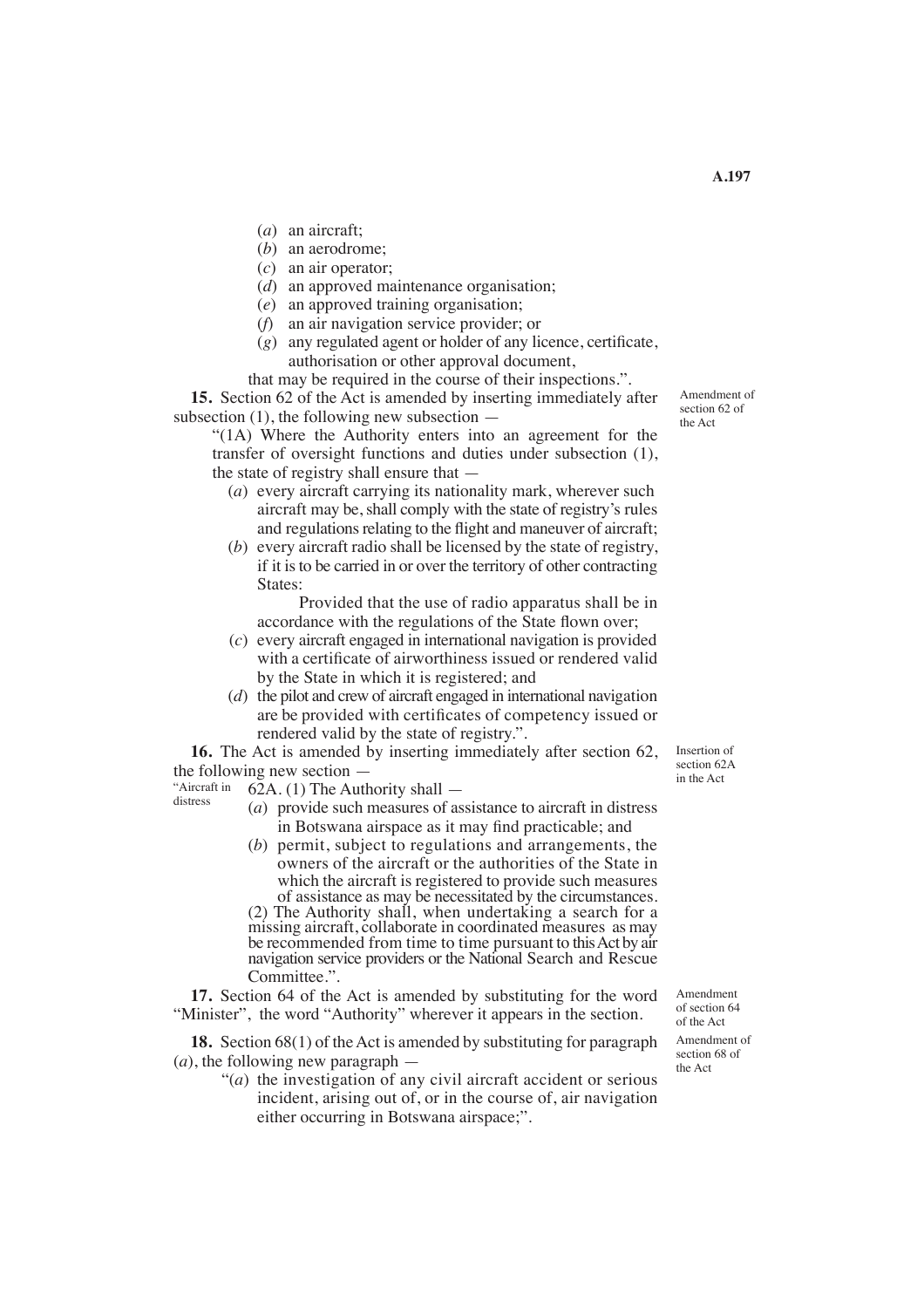(*a*) an aircraft;

(*b*) an aerodrome;

(*c*) an air operator;

(*d*) an approved maintenance organisation;

(*e*) an approved training organisation;

(*f*) an air navigation service provider; or

(*g*) any regulated agent or holder of any licence, certificate, authorisation or other approval document,

that may be required in the course of their inspections.".

Amendment of section 62 of the Act

**15.** Section 62 of the Act is amended by inserting immediately after subsection (1), the following new subsection —

"(1A) Where the Authority enters into an agreement for the transfer of oversight functions and duties under subsection (1), the state of registry shall ensure that —

(*a*) every aircraft carrying its nationality mark, wherever such aircraft may be, shall comply with the state of registry's rules and regulations relating to the flight and maneuver of aircraft;

(*b*) every aircraft radio shall be licensed by the state of registry, if it is to be carried in or over the territory of other contracting States:

Provided that the use of radio apparatus shall be in accordance with the regulations of the State flown over;

(*c*) every aircraft engaged in international navigation is provided with a certificate of airworthiness issued or rendered valid by the State in which it is registered; and

(*d*) the pilot and crew of aircraft engaged in international navigation are be provided with certificates of competency issued or rendered valid by the state of registry.".

Insertion of section 62A in the Act

**16.** The Act is amended by inserting immediately after section 62, the following new section —

"Aircraft in distress

62A. (1) The Authority shall —

(*a*) provide such measures of assistance to aircraft in distress in Botswana airspace as it may find practicable; and

(*b*) permit, subject to regulations and arrangements, the owners of the aircraft or the authorities of the State in which the aircraft is registered to provide such measures of assistance as may be necessitated by the circumstances.

(2) The Authority shall, when undertaking a search for a missing aircraft, collaborate in coordinated measures as may be recommended from time to time pursuant to this Act by air navigation service providers or the National Search and Rescue Committee.".

Amendment of section 64 of the Act

**17.** Section 64 of the Act is amended by substituting for the word "Minister", the word "Authority" wherever it appears in the section.

Amendment of section 68 of the Act

**18.** Section 68(1) of the Act is amended by substituting for paragraph (*a*), the following new paragraph —

"(*a*) the investigation of any civil aircraft accident or serious incident, arising out of, or in the course of, air navigation either occurring in Botswana airspace;".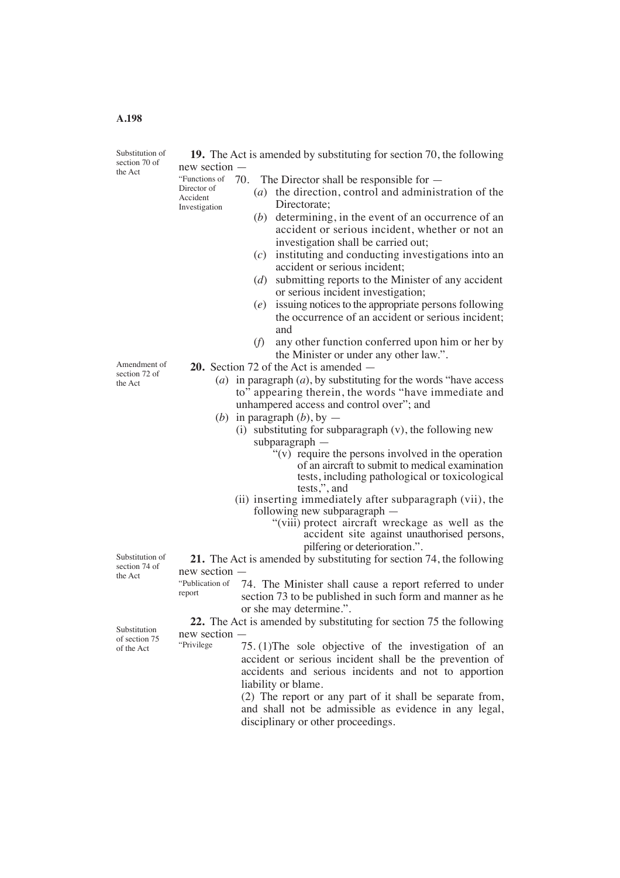Substitution of section 70 of the Act

**19.** The Act is amended by substituting for section 70, the following new section —

"Functions of Director of Accident Investigation

70. The Director shall be responsible for —

(*a*) the direction, control and administration of the Directorate;

(*b*) determining, in the event of an occurrence of an accident or serious incident, whether or not an investigation shall be carried out;

(*c*) instituting and conducting investigations into an accident or serious incident;

(*d*) submitting reports to the Minister of any accident or serious incident investigation;

(*e*) issuing notices to the appropriate persons following the occurrence of an accident or serious incident; and

(*f*) any other function conferred upon him or her by the Minister or under any other law.".

Amendment of section 72 of the Act

**20.** Section 72 of the Act is amended —

(*a*) in paragraph (*a*), by substituting for the words "have access to" appearing therein, the words "have immediate and unhampered access and control over"; and

(*b*) in paragraph (*b*), by —

(i) substituting for subparagraph (v), the following new subparagraph —

"(v) require the persons involved in the operation of an aircraft to submit to medical examination tests, including pathological or toxicological tests,", and

(ii) inserting immediately after subparagraph (vii), the following new subparagraph —

"(viii) protect aircraft wreckage as well as the accident site against unauthorised persons, pilfering or deterioration.".

Substitution of section 74 of the Act

**21.** The Act is amended by substituting for section 74, the following new section —

"Publication of report

74. The Minister shall cause a report referred to under section 73 to be published in such form and manner as he or she may determine.".

Substitution of section 75 of the Act

**22.** The Act is amended by substituting for section 75 the following new section —

"Privilege

75. (1)The sole objective of the investigation of an accident or serious incident shall be the prevention of accidents and serious incidents and not to apportion liability or blame.

(2) The report or any part of it shall be separate from, and shall not be admissible as evidence in any legal, disciplinary or other proceedings.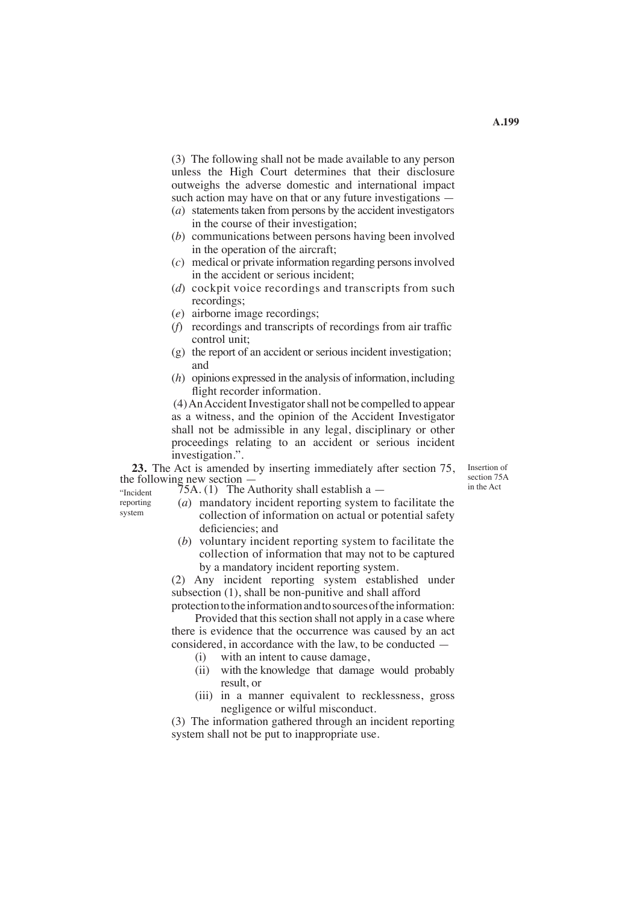(3) The following shall not be made available to any person unless the High Court determines that their disclosure outweighs the adverse domestic and international impact such action may have on that or any future investigations —

(*a*) statements taken from persons by the accident investigators in the course of their investigation;

(*b*) communications between persons having been involved in the operation of the aircraft;

(*c*) medical or private information regarding persons involved in the accident or serious incident;

(*d*) cockpit voice recordings and transcripts from such recordings;

(*e*) airborne image recordings;

(*f*) recordings and transcripts of recordings from air traffic control unit;

(g) the report of an accident or serious incident investigation; and

(*h*) opinions expressed in the analysis of information, including flight recorder information.

(4) An Accident Investigator shall not be compelled to appear as a witness, and the opinion of the Accident Investigator shall not be admissible in any legal, disciplinary or other proceedings relating to an accident or serious incident investigation.".

*Insertion of section 75A in the Act*

**23.** The Act is amended by inserting immediately after section 75, the following new section —

*"Incident reporting system*

75A. (1) The Authority shall establish a —

(*a*) mandatory incident reporting system to facilitate the collection of information on actual or potential safety deficiencies; and

(*b*) voluntary incident reporting system to facilitate the collection of information that may not to be captured by a mandatory incident reporting system.

(2) Any incident reporting system established under subsection (1), shall be non-punitive and shall afford protection to the information and to sources of the information:

Provided that this section shall not apply in a case where there is evidence that the occurrence was caused by an act considered, in accordance with the law, to be conducted —

(i) with an intent to cause damage,

(ii) with the knowledge that damage would probably result, or

(iii) in a manner equivalent to recklessness, gross negligence or wilful misconduct.

(3) The information gathered through an incident reporting system shall not be put to inappropriate use.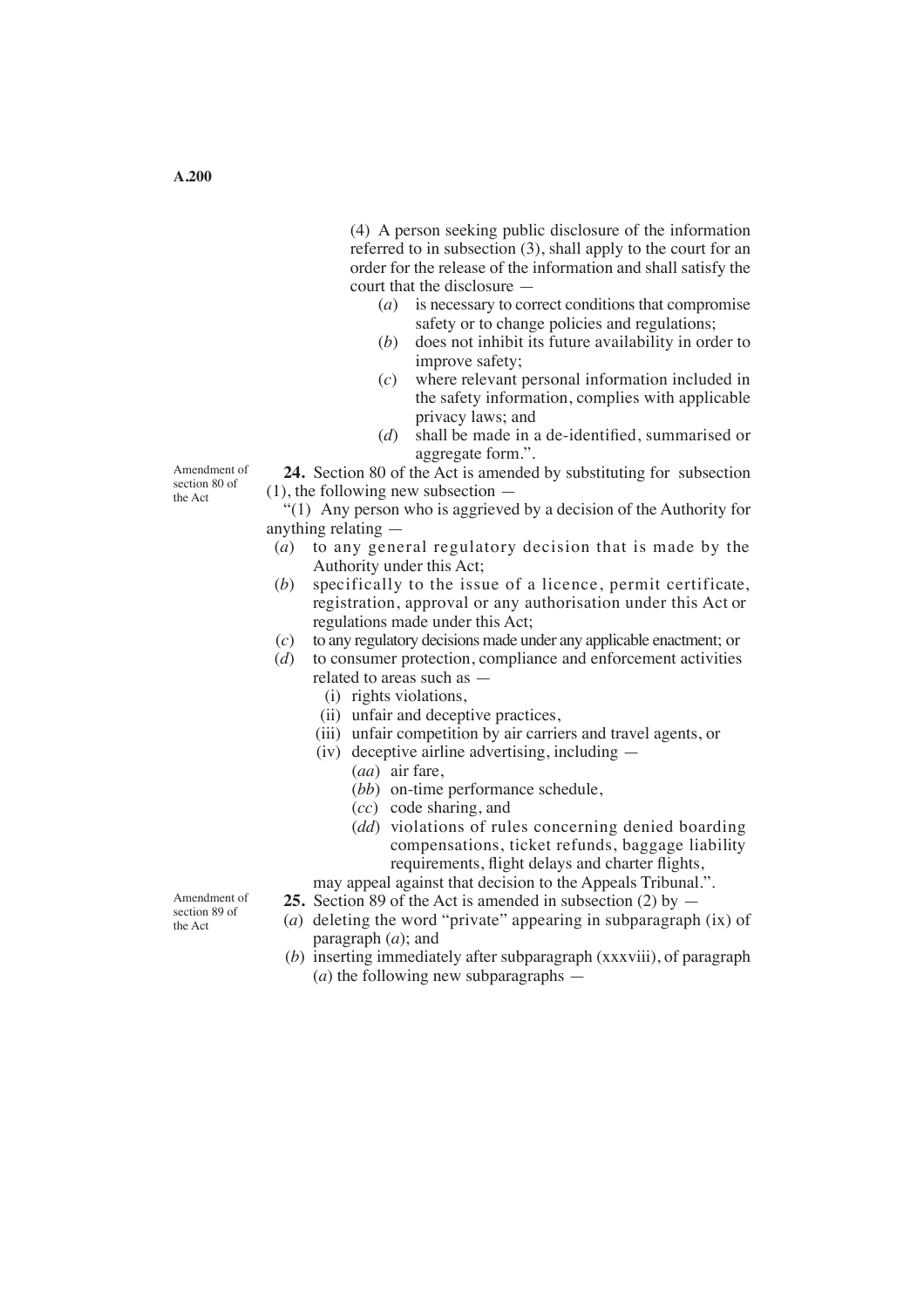(4) A person seeking public disclosure of the information referred to in subsection (3), shall apply to the court for an order for the release of the information and shall satisfy the court that the disclosure —

(*a*) is necessary to correct conditions that compromise safety or to change policies and regulations;

(*b*) does not inhibit its future availability in order to improve safety;

(*c*) where relevant personal information included in the safety information, complies with applicable privacy laws; and

(*d*) shall be made in a de-identified, summarised or aggregate form.".

Amendment of section 80 of the Act

**24.** Section 80 of the Act is amended by substituting for subsection (1), the following new subsection —

"(1) Any person who is aggrieved by a decision of the Authority for anything relating —

(*a*) to any general regulatory decision that is made by the Authority under this Act;

(*b*) specifically to the issue of a licence, permit certificate, registration, approval or any authorisation under this Act or regulations made under this Act;

(*c*) to any regulatory decisions made under any applicable enactment; or

(*d*) to consumer protection, compliance and enforcement activities related to areas such as —

(i) rights violations,

(ii) unfair and deceptive practices,

(iii) unfair competition by air carriers and travel agents, or

(iv) deceptive airline advertising, including —

(*aa*) air fare,

(*bb*) on-time performance schedule,

(*cc*) code sharing, and

(*dd*) violations of rules concerning denied boarding compensations, ticket refunds, baggage liability requirements, flight delays and charter flights,

may appeal against that decision to the Appeals Tribunal.".

Amendment of section 89 of the Act

**25.** Section 89 of the Act is amended in subsection (2) by —

(*a*) deleting the word "private" appearing in subparagraph (ix) of paragraph (*a*); and

(*b*) inserting immediately after subparagraph (xxxviii), of paragraph (*a*) the following new subparagraphs —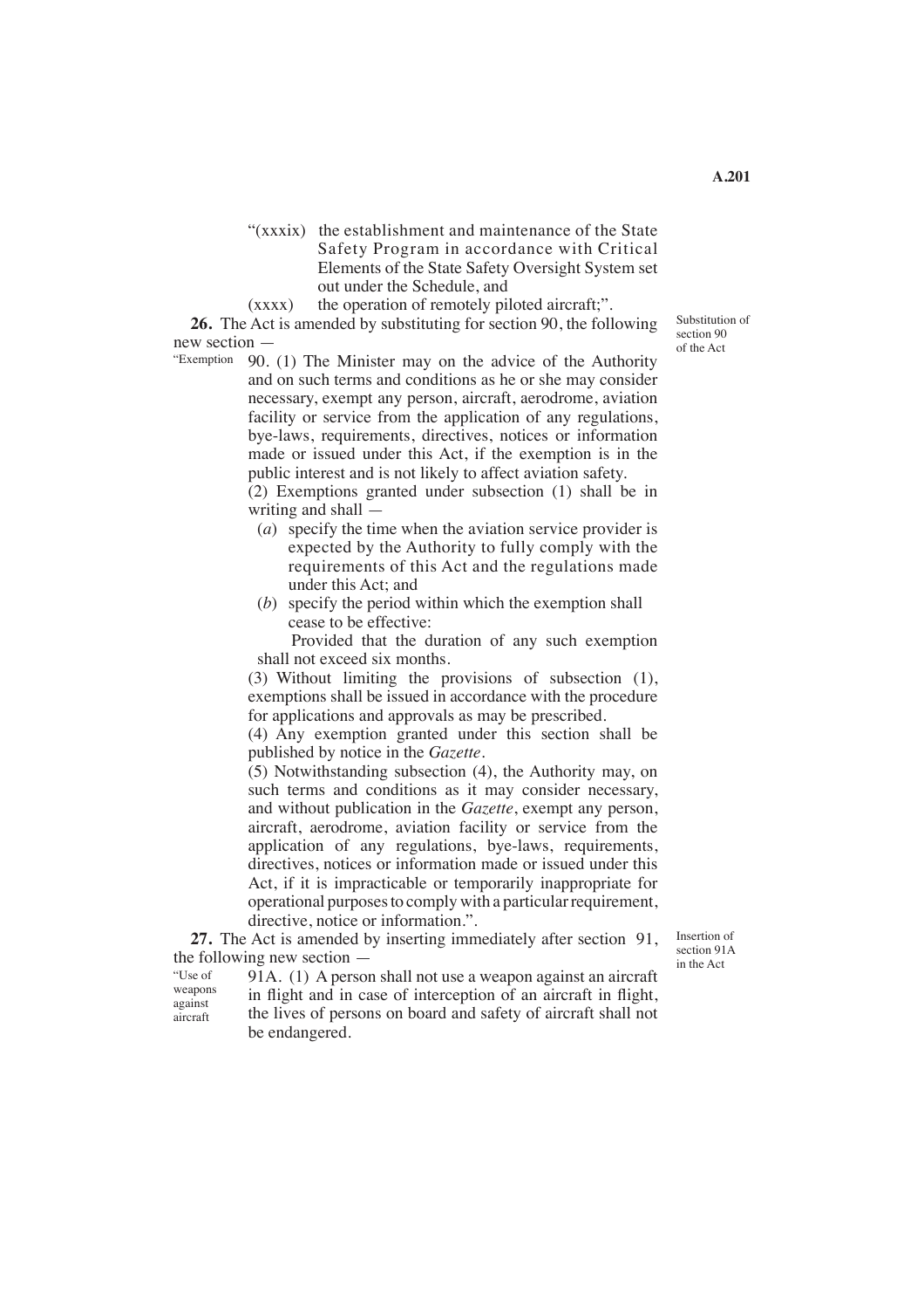"(xxxix) the establishment and maintenance of the State Safety Program in accordance with Critical Elements of the State Safety Oversight System set out under the Schedule, and

(xxxx) the operation of remotely piloted aircraft;".

*Substitution of section 90 of the Act*

**26.** The Act is amended by substituting for section 90, the following new section —

"Exemption

90. (1) The Minister may on the advice of the Authority and on such terms and conditions as he or she may consider necessary, exempt any person, aircraft, aerodrome, aviation facility or service from the application of any regulations, bye-laws, requirements, directives, notices or information made or issued under this Act, if the exemption is in the public interest and is not likely to affect aviation safety.

(2) Exemptions granted under subsection (1) shall be in writing and shall —

(*a*) specify the time when the aviation service provider is expected by the Authority to fully comply with the requirements of this Act and the regulations made under this Act; and

(*b*) specify the period within which the exemption shall cease to be effective:

Provided that the duration of any such exemption shall not exceed six months.

(3) Without limiting the provisions of subsection (1), exemptions shall be issued in accordance with the procedure for applications and approvals as may be prescribed.

(4) Any exemption granted under this section shall be published by notice in the *Gazette*.

(5) Notwithstanding subsection (4), the Authority may, on such terms and conditions as it may consider necessary, and without publication in the *Gazette*, exempt any person, aircraft, aerodrome, aviation facility or service from the application of any regulations, bye-laws, requirements, directives, notices or information made or issued under this Act, if it is impracticable or temporarily inappropriate for operational purposes to comply with a particular requirement, directive, notice or information.".

*Insertion of section 91A in the Act*

**27.** The Act is amended by inserting immediately after section 91, the following new section —

"Use of weapons against aircraft

91A. (1) A person shall not use a weapon against an aircraft in flight and in case of interception of an aircraft in flight, the lives of persons on board and safety of aircraft shall not be endangered.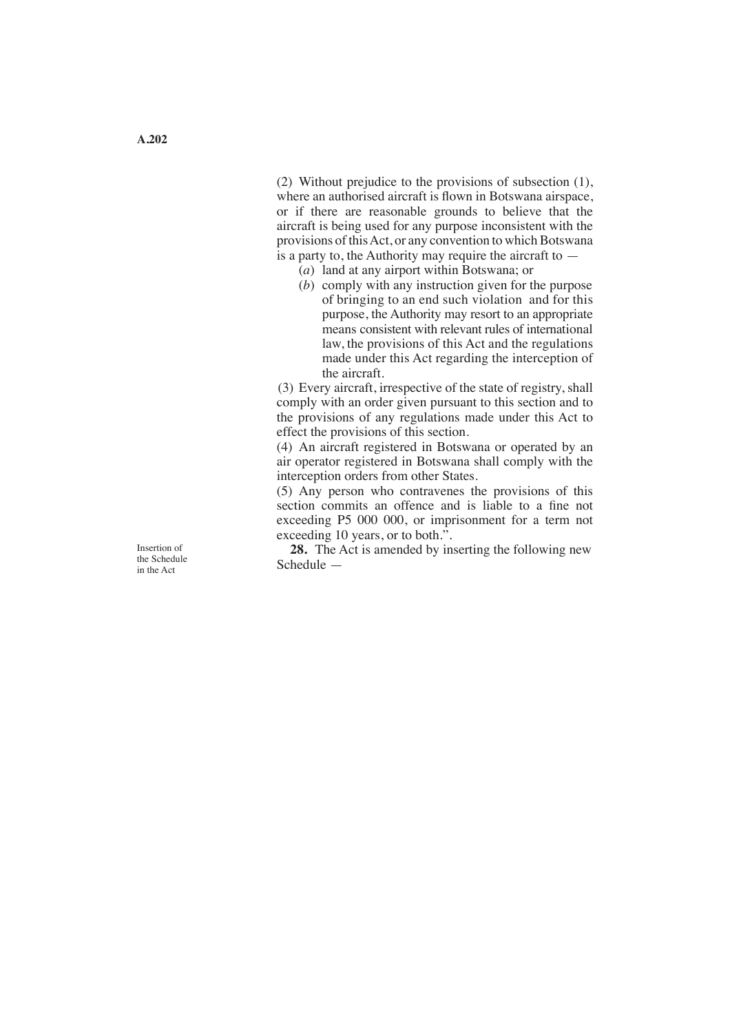(2) Without prejudice to the provisions of subsection (1), where an authorised aircraft is flown in Botswana airspace, or if there are reasonable grounds to believe that the aircraft is being used for any purpose inconsistent with the provisions of this Act, or any convention to which Botswana is a party to, the Authority may require the aircraft to —

(*a*) land at any airport within Botswana; or

(*b*) comply with any instruction given for the purpose of bringing to an end such violation and for this purpose, the Authority may resort to an appropriate means consistent with relevant rules of international law, the provisions of this Act and the regulations made under this Act regarding the interception of the aircraft.

(3) Every aircraft, irrespective of the state of registry, shall comply with an order given pursuant to this section and to the provisions of any regulations made under this Act to effect the provisions of this section.

(4) An aircraft registered in Botswana or operated by an air operator registered in Botswana shall comply with the interception orders from other States.

(5) Any person who contravenes the provisions of this section commits an offence and is liable to a fine not exceeding P5 000 000, or imprisonment for a term not exceeding 10 years, or to both.".

Insertion of the Schedule in the Act

**28.** The Act is amended by inserting the following new Schedule —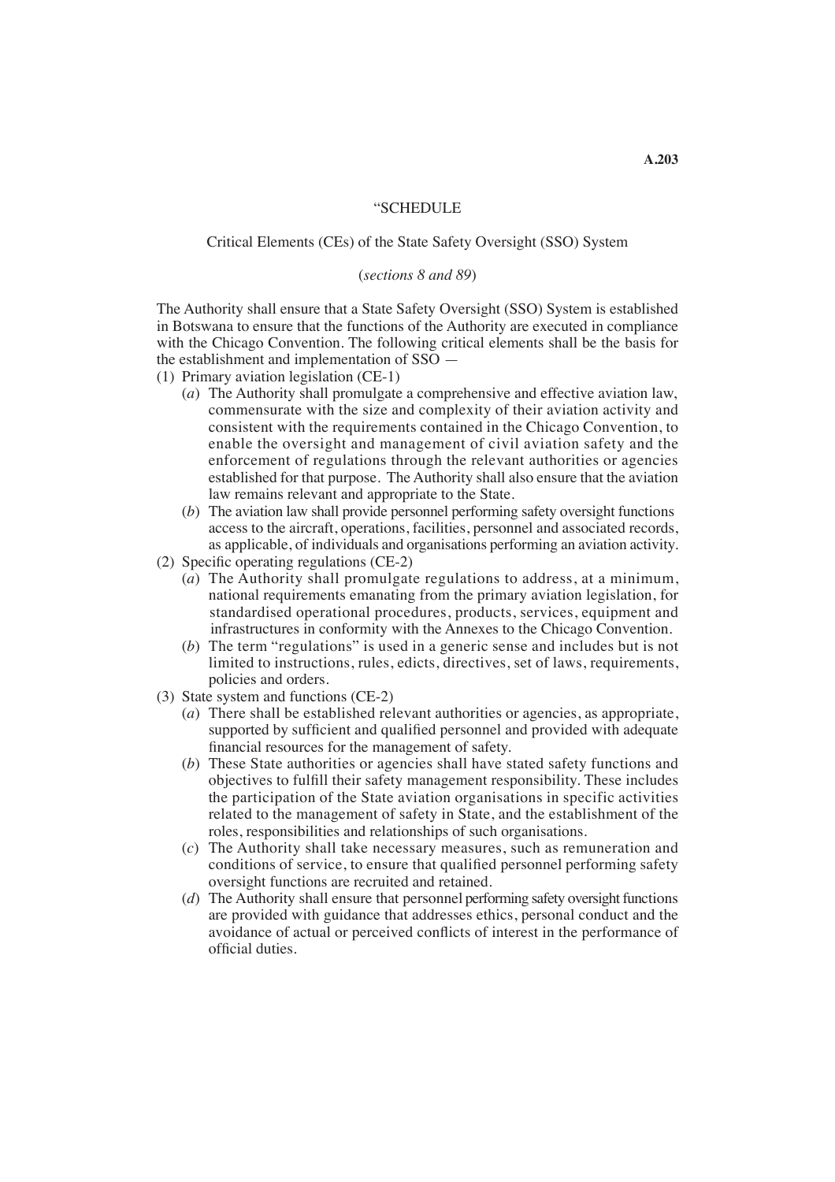“SCHEDULE

Critical Elements (CEs) of the State Safety Oversight (SSO) System

(*sections 8 and 89*)

The Authority shall ensure that a State Safety Oversight (SSO) System is established in Botswana to ensure that the functions of the Authority are executed in compliance with the Chicago Convention. The following critical elements shall be the basis for the establishment and implementation of SSO —

(1) Primary aviation legislation (CE-1)

   (*a*) The Authority shall promulgate a comprehensive and effective aviation law, commensurate with the size and complexity of their aviation activity and consistent with the requirements contained in the Chicago Convention, to enable the oversight and management of civil aviation safety and the enforcement of regulations through the relevant authorities or agencies established for that purpose. The Authority shall also ensure that the aviation law remains relevant and appropriate to the State.

   (*b*) The aviation law shall provide personnel performing safety oversight functions access to the aircraft, operations, facilities, personnel and associated records, as applicable, of individuals and organisations performing an aviation activity.

(2) Specific operating regulations (CE-2)

   (*a*) The Authority shall promulgate regulations to address, at a minimum, national requirements emanating from the primary aviation legislation, for standardised operational procedures, products, services, equipment and infrastructures in conformity with the Annexes to the Chicago Convention.

   (*b*) The term “regulations” is used in a generic sense and includes but is not limited to instructions, rules, edicts, directives, set of laws, requirements, policies and orders.

(3) State system and functions (CE-2)

   (*a*) There shall be established relevant authorities or agencies, as appropriate, supported by sufficient and qualified personnel and provided with adequate financial resources for the management of safety.

   (*b*) These State authorities or agencies shall have stated safety functions and objectives to fulfill their safety management responsibility. These includes the participation of the State aviation organisations in specific activities related to the management of safety in State, and the establishment of the roles, responsibilities and relationships of such organisations.

   (*c*) The Authority shall take necessary measures, such as remuneration and conditions of service, to ensure that qualified personnel performing safety oversight functions are recruited and retained.

   (*d*) The Authority shall ensure that personnel performing safety oversight functions are provided with guidance that addresses ethics, personal conduct and the avoidance of actual or perceived conflicts of interest in the performance of official duties.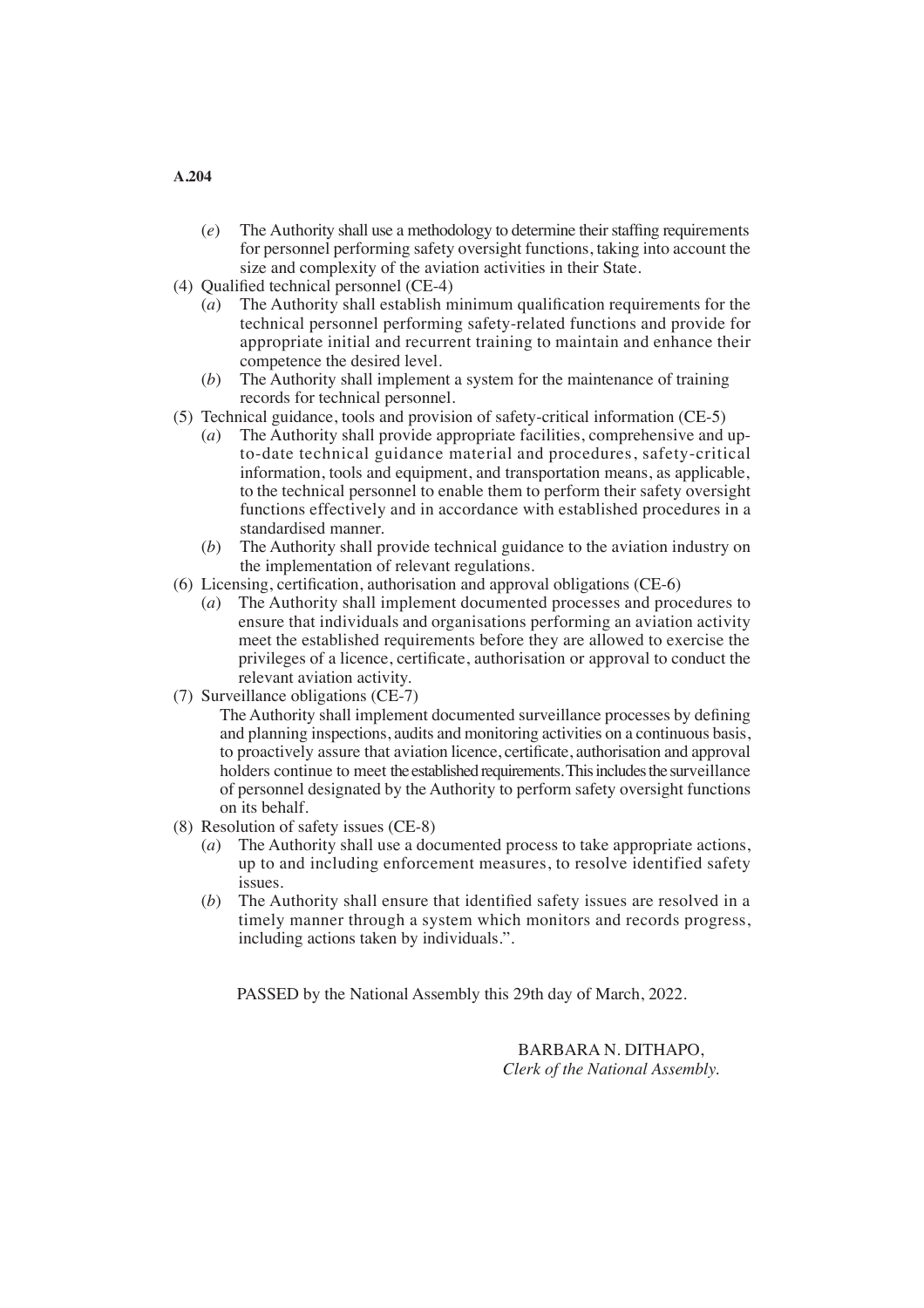(*e*) The Authority shall use a methodology to determine their staffing requirements for personnel performing safety oversight functions, taking into account the size and complexity of the aviation activities in their State.

(4) Qualified technical personnel (CE-4)

(*a*) The Authority shall establish minimum qualification requirements for the technical personnel performing safety-related functions and provide for appropriate initial and recurrent training to maintain and enhance their competence the desired level.

(*b*) The Authority shall implement a system for the maintenance of training records for technical personnel.

(5) Technical guidance, tools and provision of safety-critical information (CE-5)

(*a*) The Authority shall provide appropriate facilities, comprehensive and up-to-date technical guidance material and procedures, safety-critical information, tools and equipment, and transportation means, as applicable, to the technical personnel to enable them to perform their safety oversight functions effectively and in accordance with established procedures in a standardised manner.

(*b*) The Authority shall provide technical guidance to the aviation industry on the implementation of relevant regulations.

(6) Licensing, certification, authorisation and approval obligations (CE-6)

(*a*) The Authority shall implement documented processes and procedures to ensure that individuals and organisations performing an aviation activity meet the established requirements before they are allowed to exercise the privileges of a licence, certificate, authorisation or approval to conduct the relevant aviation activity.

(7) Surveillance obligations (CE-7)

The Authority shall implement documented surveillance processes by defining and planning inspections, audits and monitoring activities on a continuous basis, to proactively assure that aviation licence, certificate, authorisation and approval holders continue to meet the established requirements. This includes the surveillance of personnel designated by the Authority to perform safety oversight functions on its behalf.

(8) Resolution of safety issues (CE-8)

(*a*) The Authority shall use a documented process to take appropriate actions, up to and including enforcement measures, to resolve identified safety issues.

(*b*) The Authority shall ensure that identified safety issues are resolved in a timely manner through a system which monitors and records progress, including actions taken by individuals.".

PASSED by the National Assembly this 29th day of March, 2022.

BARBARA N. DITHAPO,
*Clerk of the National Assembly.*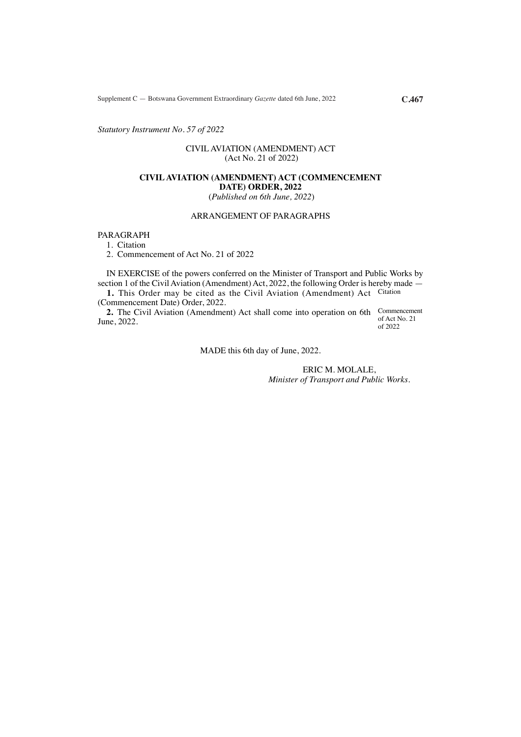*Statutory Instrument No. 57 of 2022*

CIVIL AVIATION (AMENDMENT) ACT
(Act No. 21 of 2022)

**CIVIL AVIATION (AMENDMENT) ACT (COMMENCEMENT DATE) ORDER, 2022**
(*Published on 6th June, 2022*)

ARRANGEMENT OF PARAGRAPHS

PARAGRAPH
1. Citation
2. Commencement of Act No. 21 of 2022

IN EXERCISE of the powers conferred on the Minister of Transport and Public Works by section 1 of the Civil Aviation (Amendment) Act, 2022, the following Order is hereby made —

**1.** This Order may be cited as the Civil Aviation (Amendment) Act (Commencement Date) Order, 2022. *(Citation)*

**2.** The Civil Aviation (Amendment) Act shall come into operation on 6th June, 2022. *(Commencement of Act No. 21 of 2022)*

MADE this 6th day of June, 2022.

ERIC M. MOLALE,
*Minister of Transport and Public Works.*